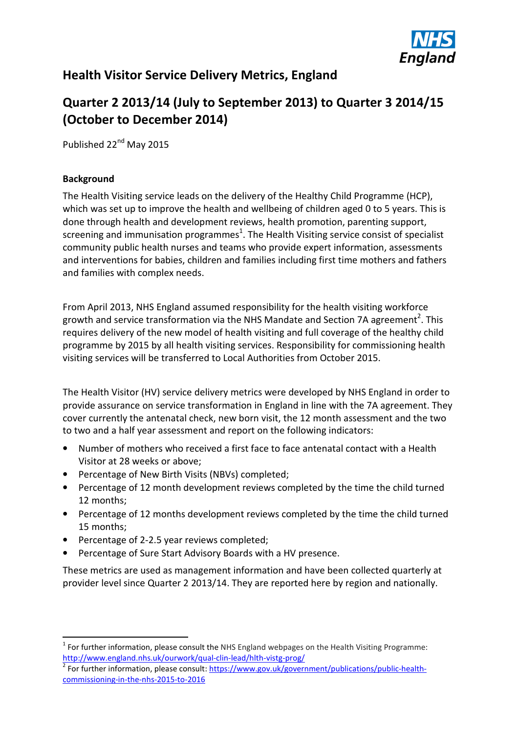# Health Visitor Service Delivery Metrics, England

## Quarter 2 2013/14 (July to September 2013) to Quarter 3 2014/15 (October to December 2014)

Published 22nd May 2015

**Background**

The Health Visiting service leads on the delivery of the Healthy Child Programme (HCP), which was set up to improve the health and wellbeing of children aged 0 to 5 years. This is done through health and development reviews, health promotion, parenting support, screening and immunisation programmes[1]. The Health Visiting service consist of specialist community public health nurses and teams who provide expert information, assessments and interventions for babies, children and families including first time mothers and fathers and families with complex needs.

From April 2013, NHS England assumed responsibility for the health visiting workforce growth and service transformation via the NHS Mandate and Section 7A agreement[2]. This requires delivery of the new model of health visiting and full coverage of the healthy child programme by 2015 by all health visiting services. Responsibility for commissioning health visiting services will be transferred to Local Authorities from October 2015.

The Health Visitor (HV) service delivery metrics were developed by NHS England in order to provide assurance on service transformation in England in line with the 7A agreement. They cover currently the antenatal check, new born visit, the 12 month assessment and the two to two and a half year assessment and report on the following indicators:

- Number of mothers who received a first face to face antenatal contact with a Health Visitor at 28 weeks or above;
- Percentage of New Birth Visits (NBVs) completed;
- Percentage of 12 month development reviews completed by the time the child turned 12 months;
- Percentage of 12 months development reviews completed by the time the child turned 15 months;
- Percentage of 2-2.5 year reviews completed;
- Percentage of Sure Start Advisory Boards with a HV presence.

These metrics are used as management information and have been collected quarterly at provider level since Quarter 2 2013/14. They are reported here by region and nationally.

---

[1] For further information, please consult the NHS England webpages on the Health Visiting Programme: http://www.england.nhs.uk/ourwork/qual-clin-lead/hlth-vistg-prog/

[2] For further information, please consult: https://www.gov.uk/government/publications/public-health-commissioning-in-the-nhs-2015-to-2016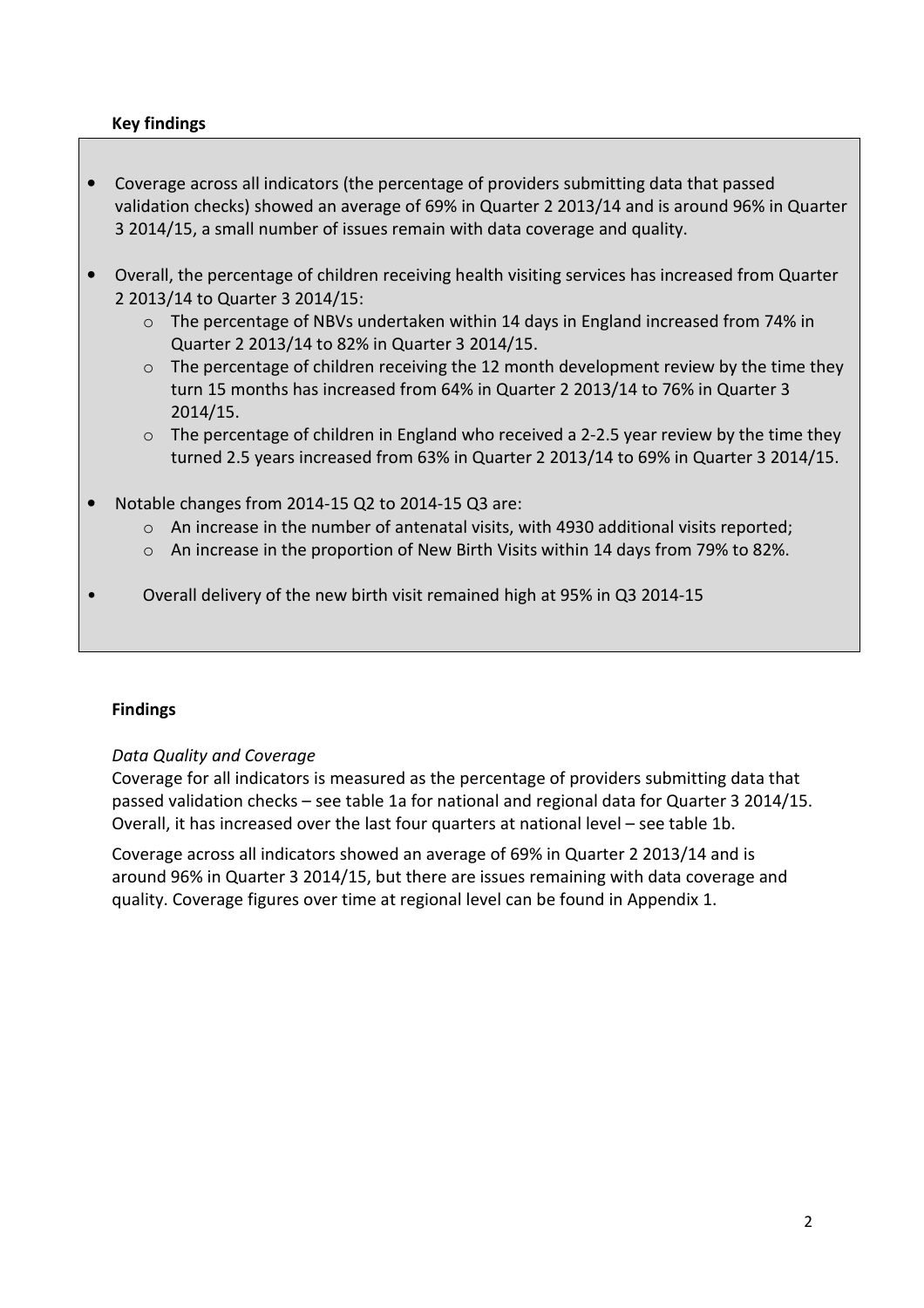**Key findings**

- Coverage across all indicators (the percentage of providers submitting data that passed validation checks) showed an average of 69% in Quarter 2 2013/14 and is around 96% in Quarter 3 2014/15, a small number of issues remain with data coverage and quality.

- Overall, the percentage of children receiving health visiting services has increased from Quarter 2 2013/14 to Quarter 3 2014/15:
  - The percentage of NBVs undertaken within 14 days in England increased from 74% in Quarter 2 2013/14 to 82% in Quarter 3 2014/15.
  - The percentage of children receiving the 12 month development review by the time they turn 15 months has increased from 64% in Quarter 2 2013/14 to 76% in Quarter 3 2014/15.
  - The percentage of children in England who received a 2-2.5 year review by the time they turned 2.5 years increased from 63% in Quarter 2 2013/14 to 69% in Quarter 3 2014/15.

- Notable changes from 2014-15 Q2 to 2014-15 Q3 are:
  - An increase in the number of antenatal visits, with 4930 additional visits reported;
  - An increase in the proportion of New Birth Visits within 14 days from 79% to 82%.

- Overall delivery of the new birth visit remained high at 95% in Q3 2014-15

**Findings**

*Data Quality and Coverage*

Coverage for all indicators is measured as the percentage of providers submitting data that passed validation checks – see table 1a for national and regional data for Quarter 3 2014/15. Overall, it has increased over the last four quarters at national level – see table 1b.

Coverage across all indicators showed an average of 69% in Quarter 2 2013/14 and is around 96% in Quarter 3 2014/15, but there are issues remaining with data coverage and quality. Coverage figures over time at regional level can be found in Appendix 1.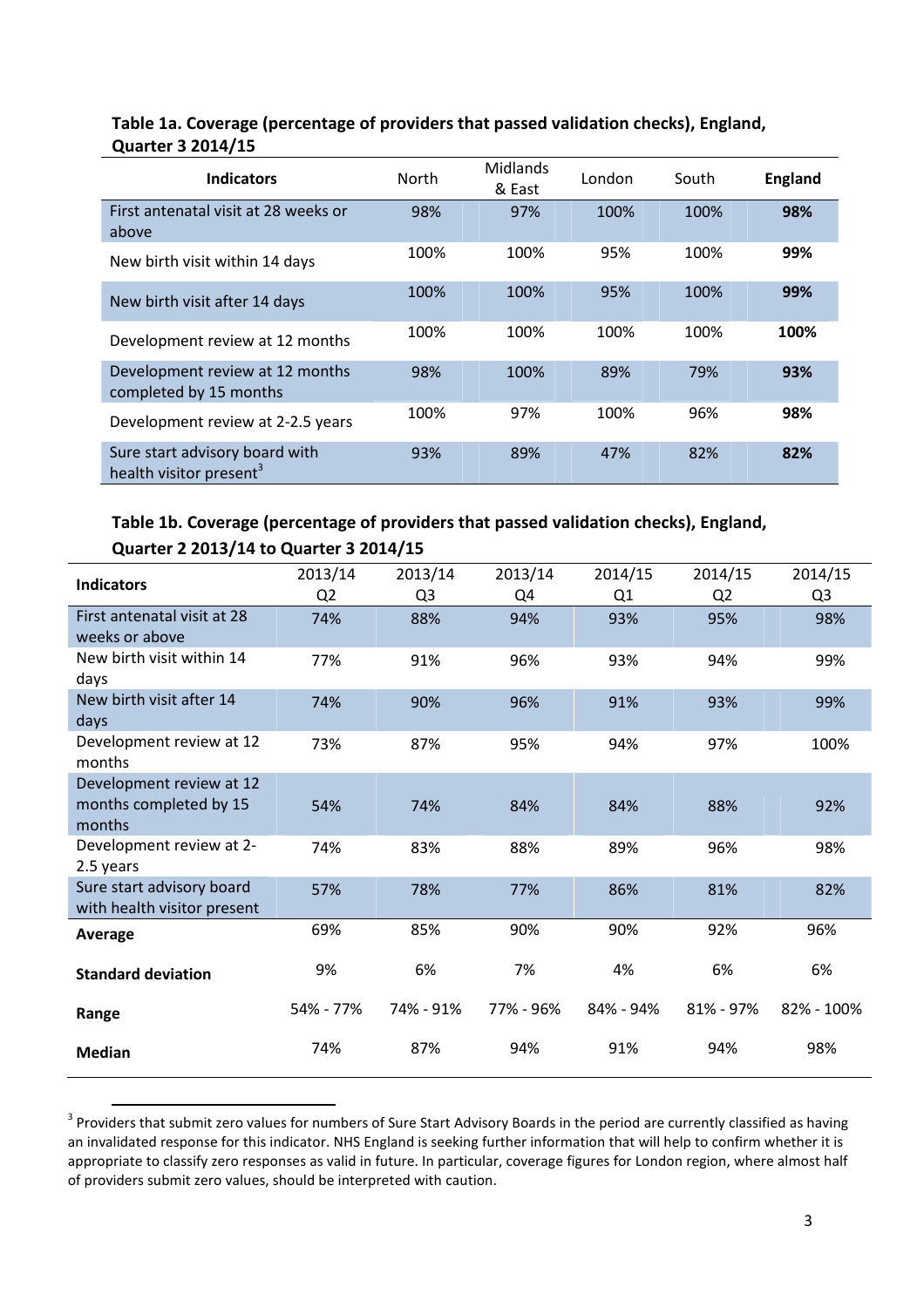### Table 1a. Coverage (percentage of providers that passed validation checks), England, Quarter 3 2014/15

| Indicators | North | Midlands & East | London | South | **England** |
|---|---|---|---|---|---|
| First antenatal visit at 28 weeks or above | 98% | 97% | 100% | 100% | **98%** |
| New birth visit within 14 days | 100% | 100% | 95% | 100% | **99%** |
| New birth visit after 14 days | 100% | 100% | 95% | 100% | **99%** |
| Development review at 12 months | 100% | 100% | 100% | 100% | **100%** |
| Development review at 12 months completed by 15 months | 98% | 100% | 89% | 79% | **93%** |
| Development review at 2-2.5 years | 100% | 97% | 100% | 96% | **98%** |
| Sure start advisory board with health visitor present[3] | 93% | 89% | 47% | 82% | **82%** |

### Table 1b. Coverage (percentage of providers that passed validation checks), England, Quarter 2 2013/14 to Quarter 3 2014/15

| **Indicators** | 2013/14 Q2 | 2013/14 Q3 | 2013/14 Q4 | 2014/15 Q1 | 2014/15 Q2 | 2014/15 Q3 |
|---|---|---|---|---|---|---|
| First antenatal visit at 28 weeks or above | 74% | 88% | 94% | 93% | 95% | 98% |
| New birth visit within 14 days | 77% | 91% | 96% | 93% | 94% | 99% |
| New birth visit after 14 days | 74% | 90% | 96% | 91% | 93% | 99% |
| Development review at 12 months | 73% | 87% | 95% | 94% | 97% | 100% |
| Development review at 12 months completed by 15 months | 54% | 74% | 84% | 84% | 88% | 92% |
| Development review at 2-2.5 years | 74% | 83% | 88% | 89% | 96% | 98% |
| Sure start advisory board with health visitor present | 57% | 78% | 77% | 86% | 81% | 82% |
| **Average** | 69% | 85% | 90% | 90% | 92% | 96% |
| **Standard deviation** | 9% | 6% | 7% | 4% | 6% | 6% |
| **Range** | 54% - 77% | 74% - 91% | 77% - 96% | 84% - 94% | 81% - 97% | 82% - 100% |
| **Median** | 74% | 87% | 94% | 91% | 94% | 98% |

[3] Providers that submit zero values for numbers of Sure Start Advisory Boards in the period are currently classified as having an invalidated response for this indicator. NHS England is seeking further information that will help to confirm whether it is appropriate to classify zero responses as valid in future. In particular, coverage figures for London region, where almost half of providers submit zero values, should be interpreted with caution.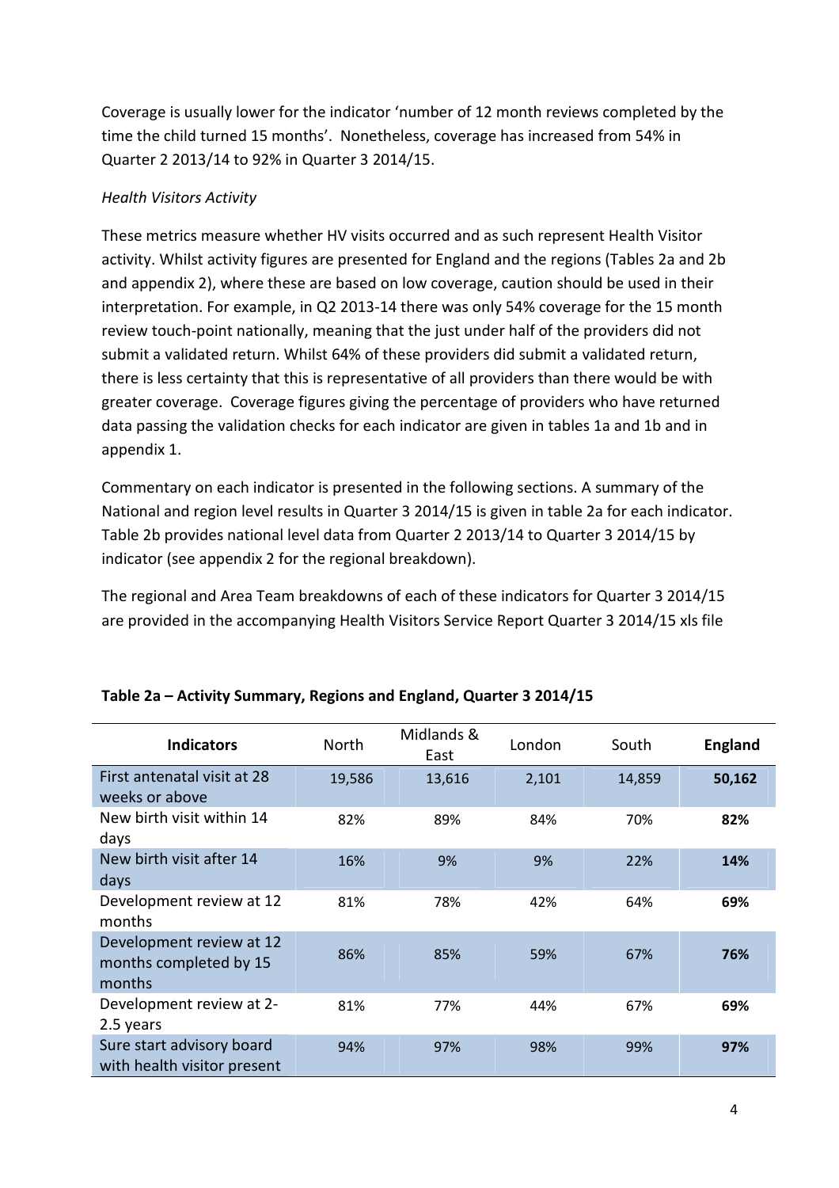Coverage is usually lower for the indicator 'number of 12 month reviews completed by the time the child turned 15 months'. Nonetheless, coverage has increased from 54% in Quarter 2 2013/14 to 92% in Quarter 3 2014/15.

*Health Visitors Activity*

These metrics measure whether HV visits occurred and as such represent Health Visitor activity. Whilst activity figures are presented for England and the regions (Tables 2a and 2b and appendix 2), where these are based on low coverage, caution should be used in their interpretation. For example, in Q2 2013-14 there was only 54% coverage for the 15 month review touch-point nationally, meaning that the just under half of the providers did not submit a validated return. Whilst 64% of these providers did submit a validated return, there is less certainty that this is representative of all providers than there would be with greater coverage. Coverage figures giving the percentage of providers who have returned data passing the validation checks for each indicator are given in tables 1a and 1b and in appendix 1.

Commentary on each indicator is presented in the following sections. A summary of the National and region level results in Quarter 3 2014/15 is given in table 2a for each indicator. Table 2b provides national level data from Quarter 2 2013/14 to Quarter 3 2014/15 by indicator (see appendix 2 for the regional breakdown).

The regional and Area Team breakdowns of each of these indicators for Quarter 3 2014/15 are provided in the accompanying Health Visitors Service Report Quarter 3 2014/15 xls file

**Table 2a – Activity Summary, Regions and England, Quarter 3 2014/15**

| Indicators | North | Midlands & East | London | South | England |
|---|---|---|---|---|---|
| First antenatal visit at 28 weeks or above | 19,586 | 13,616 | 2,101 | 14,859 | **50,162** |
| New birth visit within 14 days | 82% | 89% | 84% | 70% | **82%** |
| New birth visit after 14 days | 16% | 9% | 9% | 22% | **14%** |
| Development review at 12 months | 81% | 78% | 42% | 64% | **69%** |
| Development review at 12 months completed by 15 months | 86% | 85% | 59% | 67% | **76%** |
| Development review at 2-2.5 years | 81% | 77% | 44% | 67% | **69%** |
| Sure start advisory board with health visitor present | 94% | 97% | 98% | 99% | **97%** |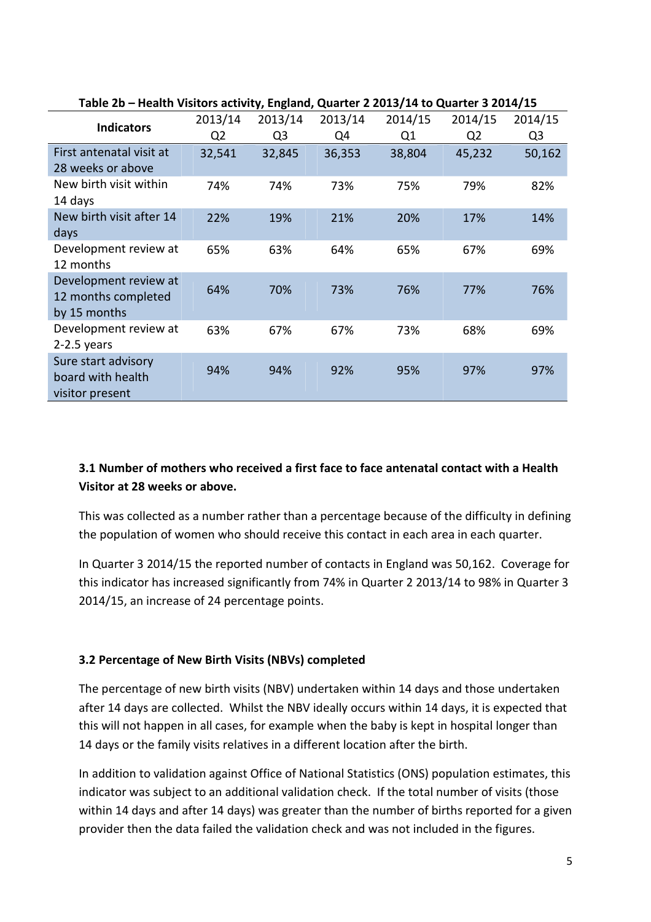**Table 2b – Health Visitors activity, England, Quarter 2 2013/14 to Quarter 3 2014/15**

| Indicators | 2013/14 Q2 | 2013/14 Q3 | 2013/14 Q4 | 2014/15 Q1 | 2014/15 Q2 | 2014/15 Q3 |
|---|---|---|---|---|---|---|
| First antenatal visit at 28 weeks or above | 32,541 | 32,845 | 36,353 | 38,804 | 45,232 | 50,162 |
| New birth visit within 14 days | 74% | 74% | 73% | 75% | 79% | 82% |
| New birth visit after 14 days | 22% | 19% | 21% | 20% | 17% | 14% |
| Development review at 12 months | 65% | 63% | 64% | 65% | 67% | 69% |
| Development review at 12 months completed by 15 months | 64% | 70% | 73% | 76% | 77% | 76% |
| Development review at 2-2.5 years | 63% | 67% | 67% | 73% | 68% | 69% |
| Sure start advisory board with health visitor present | 94% | 94% | 92% | 95% | 97% | 97% |

### 3.1 Number of mothers who received a first face to face antenatal contact with a Health Visitor at 28 weeks or above.

This was collected as a number rather than a percentage because of the difficulty in defining the population of women who should receive this contact in each area in each quarter.

In Quarter 3 2014/15 the reported number of contacts in England was 50,162. Coverage for this indicator has increased significantly from 74% in Quarter 2 2013/14 to 98% in Quarter 3 2014/15, an increase of 24 percentage points.

### 3.2 Percentage of New Birth Visits (NBVs) completed

The percentage of new birth visits (NBV) undertaken within 14 days and those undertaken after 14 days are collected. Whilst the NBV ideally occurs within 14 days, it is expected that this will not happen in all cases, for example when the baby is kept in hospital longer than 14 days or the family visits relatives in a different location after the birth.

In addition to validation against Office of National Statistics (ONS) population estimates, this indicator was subject to an additional validation check. If the total number of visits (those within 14 days and after 14 days) was greater than the number of births reported for a given provider then the data failed the validation check and was not included in the figures.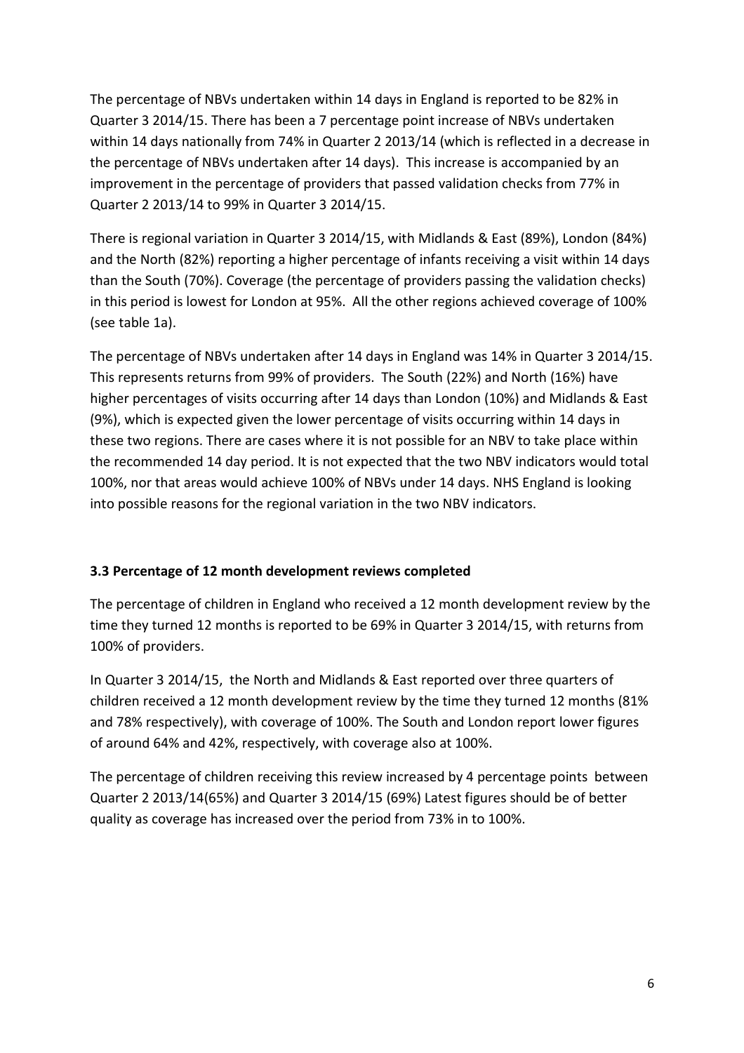The percentage of NBVs undertaken within 14 days in England is reported to be 82% in Quarter 3 2014/15. There has been a 7 percentage point increase of NBVs undertaken within 14 days nationally from 74% in Quarter 2 2013/14 (which is reflected in a decrease in the percentage of NBVs undertaken after 14 days). This increase is accompanied by an improvement in the percentage of providers that passed validation checks from 77% in Quarter 2 2013/14 to 99% in Quarter 3 2014/15.

There is regional variation in Quarter 3 2014/15, with Midlands & East (89%), London (84%) and the North (82%) reporting a higher percentage of infants receiving a visit within 14 days than the South (70%). Coverage (the percentage of providers passing the validation checks) in this period is lowest for London at 95%. All the other regions achieved coverage of 100% (see table 1a).

The percentage of NBVs undertaken after 14 days in England was 14% in Quarter 3 2014/15. This represents returns from 99% of providers. The South (22%) and North (16%) have higher percentages of visits occurring after 14 days than London (10%) and Midlands & East (9%), which is expected given the lower percentage of visits occurring within 14 days in these two regions. There are cases where it is not possible for an NBV to take place within the recommended 14 day period. It is not expected that the two NBV indicators would total 100%, nor that areas would achieve 100% of NBVs under 14 days. NHS England is looking into possible reasons for the regional variation in the two NBV indicators.

### 3.3 Percentage of 12 month development reviews completed

The percentage of children in England who received a 12 month development review by the time they turned 12 months is reported to be 69% in Quarter 3 2014/15, with returns from 100% of providers.

In Quarter 3 2014/15, the North and Midlands & East reported over three quarters of children received a 12 month development review by the time they turned 12 months (81% and 78% respectively), with coverage of 100%. The South and London report lower figures of around 64% and 42%, respectively, with coverage also at 100%.

The percentage of children receiving this review increased by 4 percentage points between Quarter 2 2013/14(65%) and Quarter 3 2014/15 (69%) Latest figures should be of better quality as coverage has increased over the period from 73% in to 100%.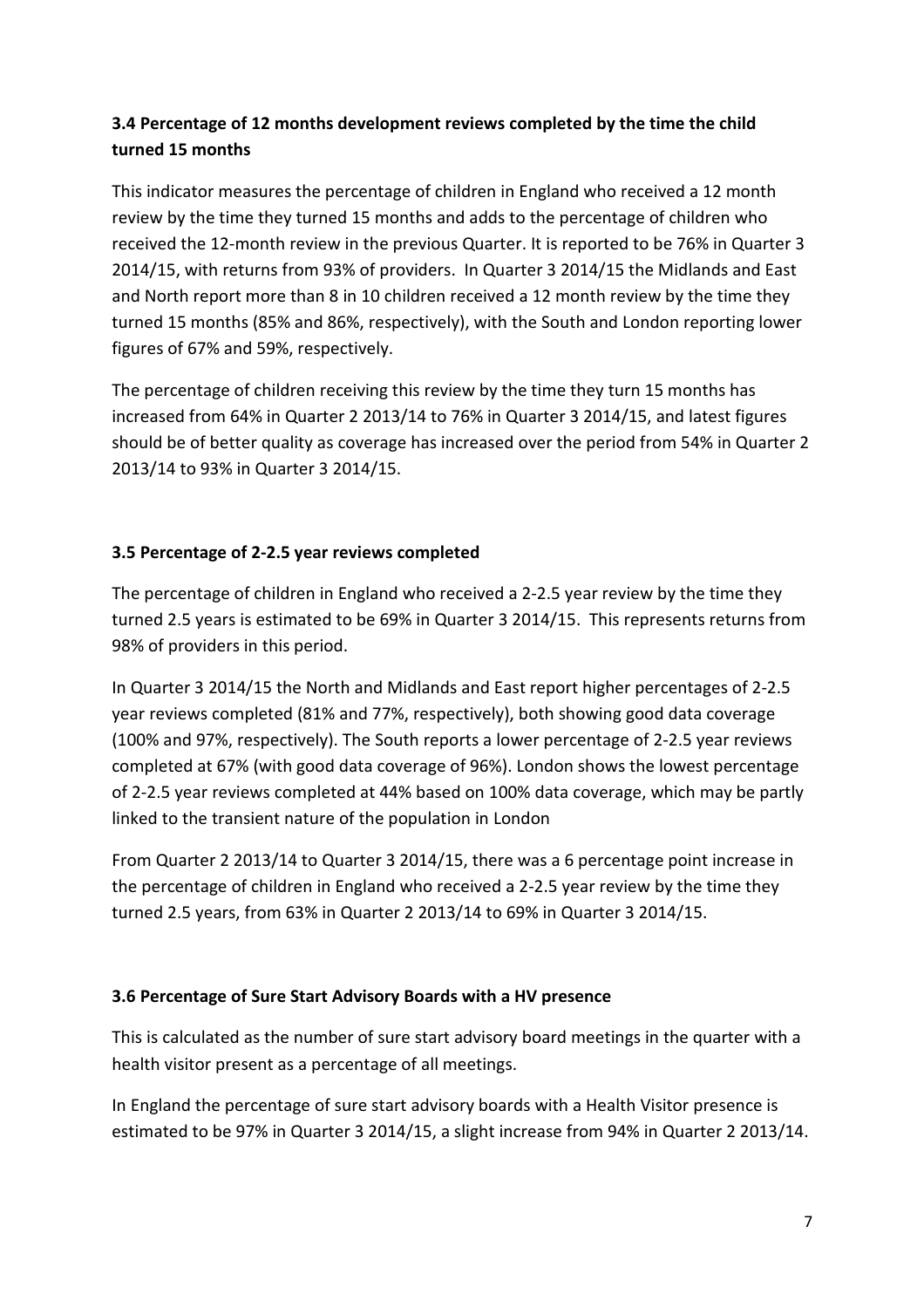### 3.4 Percentage of 12 months development reviews completed by the time the child turned 15 months

This indicator measures the percentage of children in England who received a 12 month review by the time they turned 15 months and adds to the percentage of children who received the 12-month review in the previous Quarter. It is reported to be 76% in Quarter 3 2014/15, with returns from 93% of providers. In Quarter 3 2014/15 the Midlands and East and North report more than 8 in 10 children received a 12 month review by the time they turned 15 months (85% and 86%, respectively), with the South and London reporting lower figures of 67% and 59%, respectively.

The percentage of children receiving this review by the time they turn 15 months has increased from 64% in Quarter 2 2013/14 to 76% in Quarter 3 2014/15, and latest figures should be of better quality as coverage has increased over the period from 54% in Quarter 2 2013/14 to 93% in Quarter 3 2014/15.

### 3.5 Percentage of 2-2.5 year reviews completed

The percentage of children in England who received a 2-2.5 year review by the time they turned 2.5 years is estimated to be 69% in Quarter 3 2014/15. This represents returns from 98% of providers in this period.

In Quarter 3 2014/15 the North and Midlands and East report higher percentages of 2-2.5 year reviews completed (81% and 77%, respectively), both showing good data coverage (100% and 97%, respectively). The South reports a lower percentage of 2-2.5 year reviews completed at 67% (with good data coverage of 96%). London shows the lowest percentage of 2-2.5 year reviews completed at 44% based on 100% data coverage, which may be partly linked to the transient nature of the population in London

From Quarter 2 2013/14 to Quarter 3 2014/15, there was a 6 percentage point increase in the percentage of children in England who received a 2-2.5 year review by the time they turned 2.5 years, from 63% in Quarter 2 2013/14 to 69% in Quarter 3 2014/15.

### 3.6 Percentage of Sure Start Advisory Boards with a HV presence

This is calculated as the number of sure start advisory board meetings in the quarter with a health visitor present as a percentage of all meetings.

In England the percentage of sure start advisory boards with a Health Visitor presence is estimated to be 97% in Quarter 3 2014/15, a slight increase from 94% in Quarter 2 2013/14.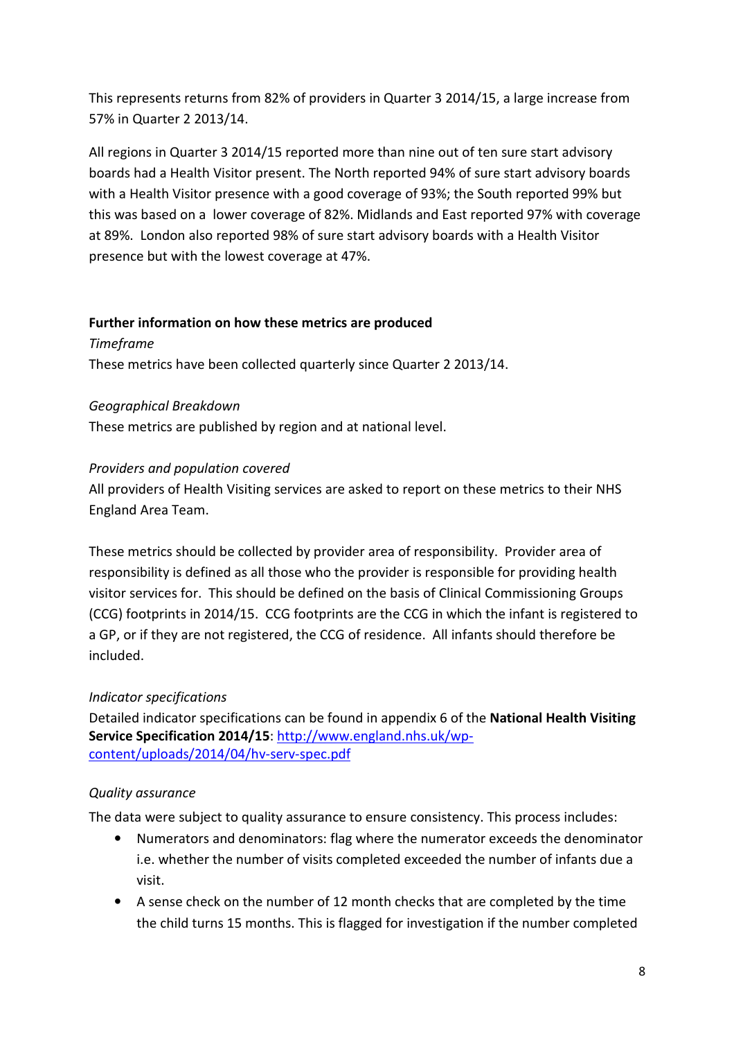This represents returns from 82% of providers in Quarter 3 2014/15, a large increase from 57% in Quarter 2 2013/14.

All regions in Quarter 3 2014/15 reported more than nine out of ten sure start advisory boards had a Health Visitor present. The North reported 94% of sure start advisory boards with a Health Visitor presence with a good coverage of 93%; the South reported 99% but this was based on a lower coverage of 82%. Midlands and East reported 97% with coverage at 89%. London also reported 98% of sure start advisory boards with a Health Visitor presence but with the lowest coverage at 47%.

**Further information on how these metrics are produced**

*Timeframe*

These metrics have been collected quarterly since Quarter 2 2013/14.

*Geographical Breakdown*

These metrics are published by region and at national level.

*Providers and population covered*

All providers of Health Visiting services are asked to report on these metrics to their NHS England Area Team.

These metrics should be collected by provider area of responsibility. Provider area of responsibility is defined as all those who the provider is responsible for providing health visitor services for. This should be defined on the basis of Clinical Commissioning Groups (CCG) footprints in 2014/15. CCG footprints are the CCG in which the infant is registered to a GP, or if they are not registered, the CCG of residence. All infants should therefore be included.

*Indicator specifications*

Detailed indicator specifications can be found in appendix 6 of the **National Health Visiting Service Specification 2014/15**: [http://www.england.nhs.uk/wp-content/uploads/2014/04/hv-serv-spec.pdf](http://www.england.nhs.uk/wp-content/uploads/2014/04/hv-serv-spec.pdf)

*Quality assurance*

The data were subject to quality assurance to ensure consistency. This process includes:

- Numerators and denominators: flag where the numerator exceeds the denominator i.e. whether the number of visits completed exceeded the number of infants due a visit.
- A sense check on the number of 12 month checks that are completed by the time the child turns 15 months. This is flagged for investigation if the number completed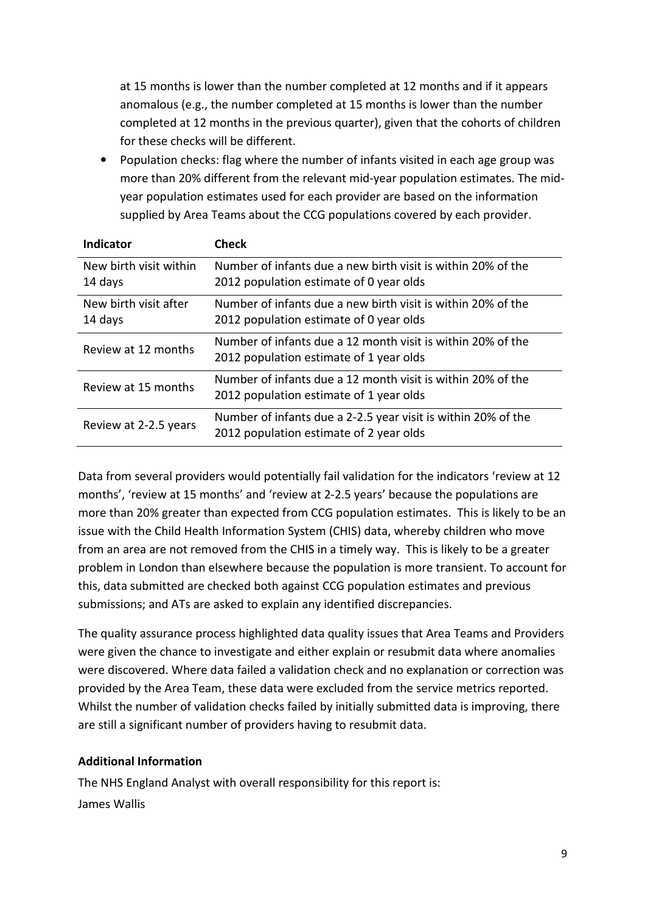at 15 months is lower than the number completed at 12 months and if it appears anomalous (e.g., the number completed at 15 months is lower than the number completed at 12 months in the previous quarter), given that the cohorts of children for these checks will be different.

- Population checks: flag where the number of infants visited in each age group was more than 20% different from the relevant mid-year population estimates. The mid-year population estimates used for each provider are based on the information supplied by Area Teams about the CCG populations covered by each provider.

| Indicator | Check |
| --- | --- |
| New birth visit within 14 days | Number of infants due a new birth visit is within 20% of the 2012 population estimate of 0 year olds |
| New birth visit after 14 days | Number of infants due a new birth visit is within 20% of the 2012 population estimate of 0 year olds |
| Review at 12 months | Number of infants due a 12 month visit is within 20% of the 2012 population estimate of 1 year olds |
| Review at 15 months | Number of infants due a 12 month visit is within 20% of the 2012 population estimate of 1 year olds |
| Review at 2-2.5 years | Number of infants due a 2-2.5 year visit is within 20% of the 2012 population estimate of 2 year olds |

Data from several providers would potentially fail validation for the indicators 'review at 12 months', 'review at 15 months' and 'review at 2-2.5 years' because the populations are more than 20% greater than expected from CCG population estimates. This is likely to be an issue with the Child Health Information System (CHIS) data, whereby children who move from an area are not removed from the CHIS in a timely way. This is likely to be a greater problem in London than elsewhere because the population is more transient. To account for this, data submitted are checked both against CCG population estimates and previous submissions; and ATs are asked to explain any identified discrepancies.

The quality assurance process highlighted data quality issues that Area Teams and Providers were given the chance to investigate and either explain or resubmit data where anomalies were discovered. Where data failed a validation check and no explanation or correction was provided by the Area Team, these data were excluded from the service metrics reported. Whilst the number of validation checks failed by initially submitted data is improving, there are still a significant number of providers having to resubmit data.

**Additional Information**

The NHS England Analyst with overall responsibility for this report is:
James Wallis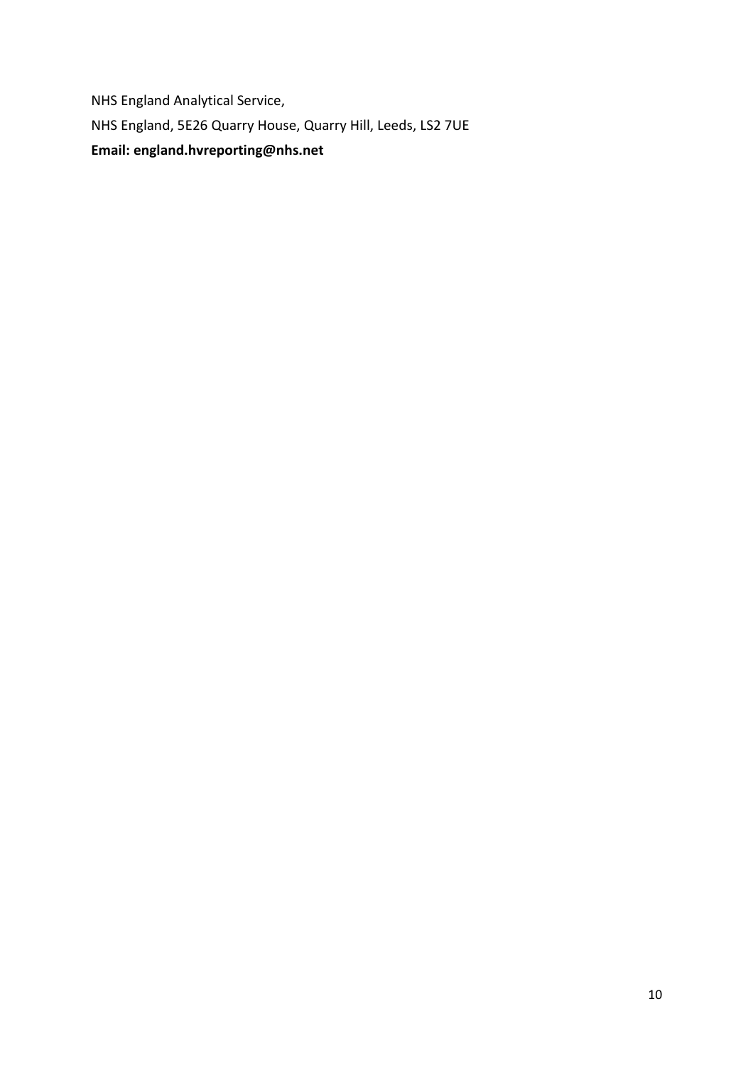NHS England Analytical Service,

NHS England, 5E26 Quarry House, Quarry Hill, Leeds, LS2 7UE

**Email: england.hvreporting@nhs.net**